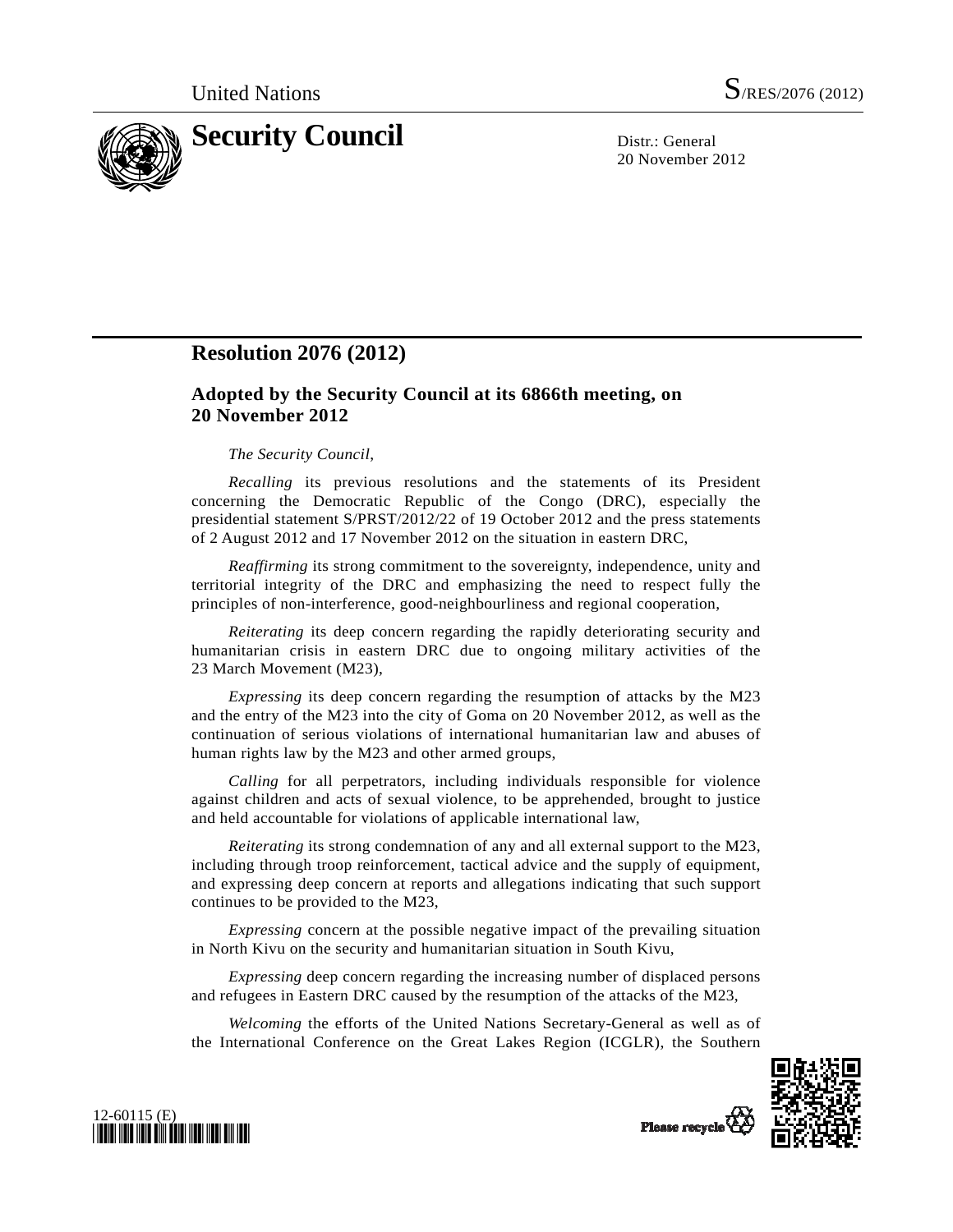United Nations S/RES/2076 (2012)

# Security Council

Distr.: General
20 November 2012

## Resolution 2076 (2012)

### Adopted by the Security Council at its 6866th meeting, on 20 November 2012

*The Security Council*,

*Recalling* its previous resolutions and the statements of its President concerning the Democratic Republic of the Congo (DRC), especially the presidential statement S/PRST/2012/22 of 19 October 2012 and the press statements of 2 August 2012 and 17 November 2012 on the situation in eastern DRC,

*Reaffirming* its strong commitment to the sovereignty, independence, unity and territorial integrity of the DRC and emphasizing the need to respect fully the principles of non-interference, good-neighbourliness and regional cooperation,

*Reiterating* its deep concern regarding the rapidly deteriorating security and humanitarian crisis in eastern DRC due to ongoing military activities of the 23 March Movement (M23),

*Expressing* its deep concern regarding the resumption of attacks by the M23 and the entry of the M23 into the city of Goma on 20 November 2012, as well as the continuation of serious violations of international humanitarian law and abuses of human rights law by the M23 and other armed groups,

*Calling* for all perpetrators, including individuals responsible for violence against children and acts of sexual violence, to be apprehended, brought to justice and held accountable for violations of applicable international law,

*Reiterating* its strong condemnation of any and all external support to the M23, including through troop reinforcement, tactical advice and the supply of equipment, and expressing deep concern at reports and allegations indicating that such support continues to be provided to the M23,

*Expressing* concern at the possible negative impact of the prevailing situation in North Kivu on the security and humanitarian situation in South Kivu,

*Expressing* deep concern regarding the increasing number of displaced persons and refugees in Eastern DRC caused by the resumption of the attacks of the M23,

*Welcoming* the efforts of the United Nations Secretary-General as well as of the International Conference on the Great Lakes Region (ICGLR), the Southern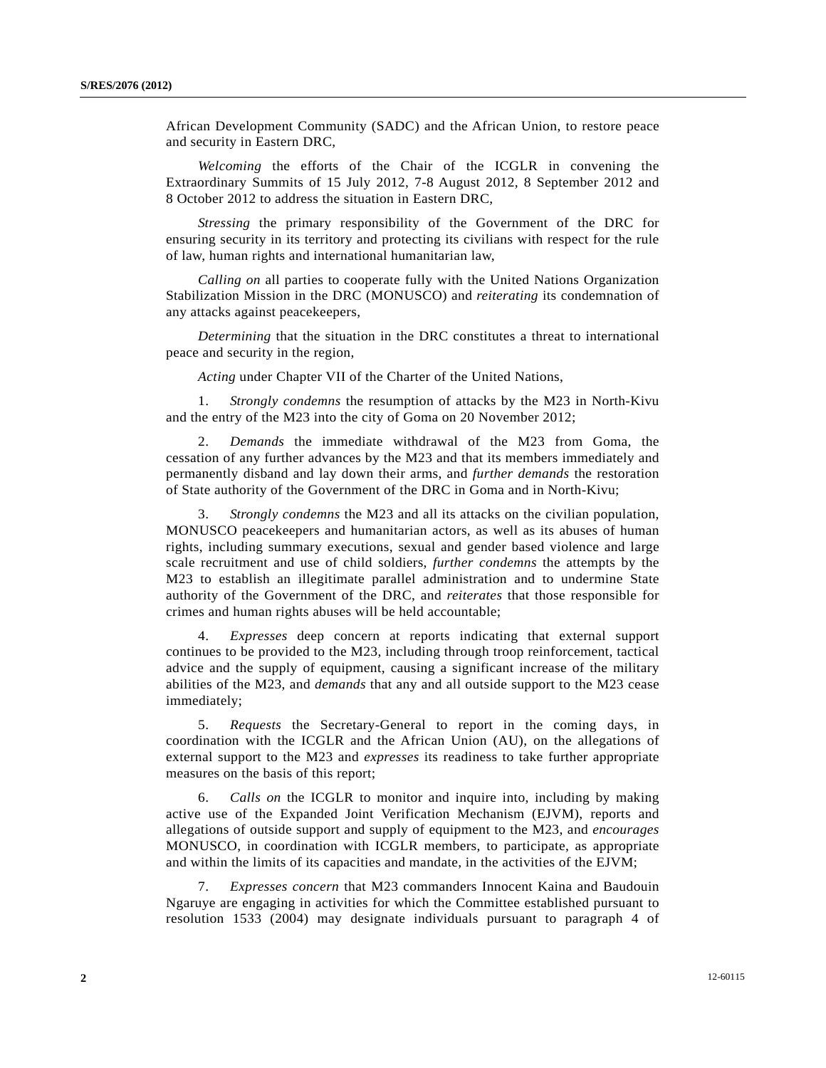African Development Community (SADC) and the African Union, to restore peace and security in Eastern DRC,

*Welcoming* the efforts of the Chair of the ICGLR in convening the Extraordinary Summits of 15 July 2012, 7-8 August 2012, 8 September 2012 and 8 October 2012 to address the situation in Eastern DRC,

*Stressing* the primary responsibility of the Government of the DRC for ensuring security in its territory and protecting its civilians with respect for the rule of law, human rights and international humanitarian law,

*Calling on* all parties to cooperate fully with the United Nations Organization Stabilization Mission in the DRC (MONUSCO) and *reiterating* its condemnation of any attacks against peacekeepers,

*Determining* that the situation in the DRC constitutes a threat to international peace and security in the region,

*Acting* under Chapter VII of the Charter of the United Nations,

1. *Strongly condemns* the resumption of attacks by the M23 in North-Kivu and the entry of the M23 into the city of Goma on 20 November 2012;

2. *Demands* the immediate withdrawal of the M23 from Goma, the cessation of any further advances by the M23 and that its members immediately and permanently disband and lay down their arms, and *further demands* the restoration of State authority of the Government of the DRC in Goma and in North-Kivu;

3. *Strongly condemns* the M23 and all its attacks on the civilian population, MONUSCO peacekeepers and humanitarian actors, as well as its abuses of human rights, including summary executions, sexual and gender based violence and large scale recruitment and use of child soldiers, *further condemns* the attempts by the M23 to establish an illegitimate parallel administration and to undermine State authority of the Government of the DRC, and *reiterates* that those responsible for crimes and human rights abuses will be held accountable;

4. *Expresses* deep concern at reports indicating that external support continues to be provided to the M23, including through troop reinforcement, tactical advice and the supply of equipment, causing a significant increase of the military abilities of the M23, and *demands* that any and all outside support to the M23 cease immediately;

5. *Requests* the Secretary-General to report in the coming days, in coordination with the ICGLR and the African Union (AU), on the allegations of external support to the M23 and *expresses* its readiness to take further appropriate measures on the basis of this report;

6. *Calls on* the ICGLR to monitor and inquire into, including by making active use of the Expanded Joint Verification Mechanism (EJVM), reports and allegations of outside support and supply of equipment to the M23, and *encourages* MONUSCO, in coordination with ICGLR members, to participate, as appropriate and within the limits of its capacities and mandate, in the activities of the EJVM;

7. *Expresses concern* that M23 commanders Innocent Kaina and Baudouin Ngaruye are engaging in activities for which the Committee established pursuant to resolution 1533 (2004) may designate individuals pursuant to paragraph 4 of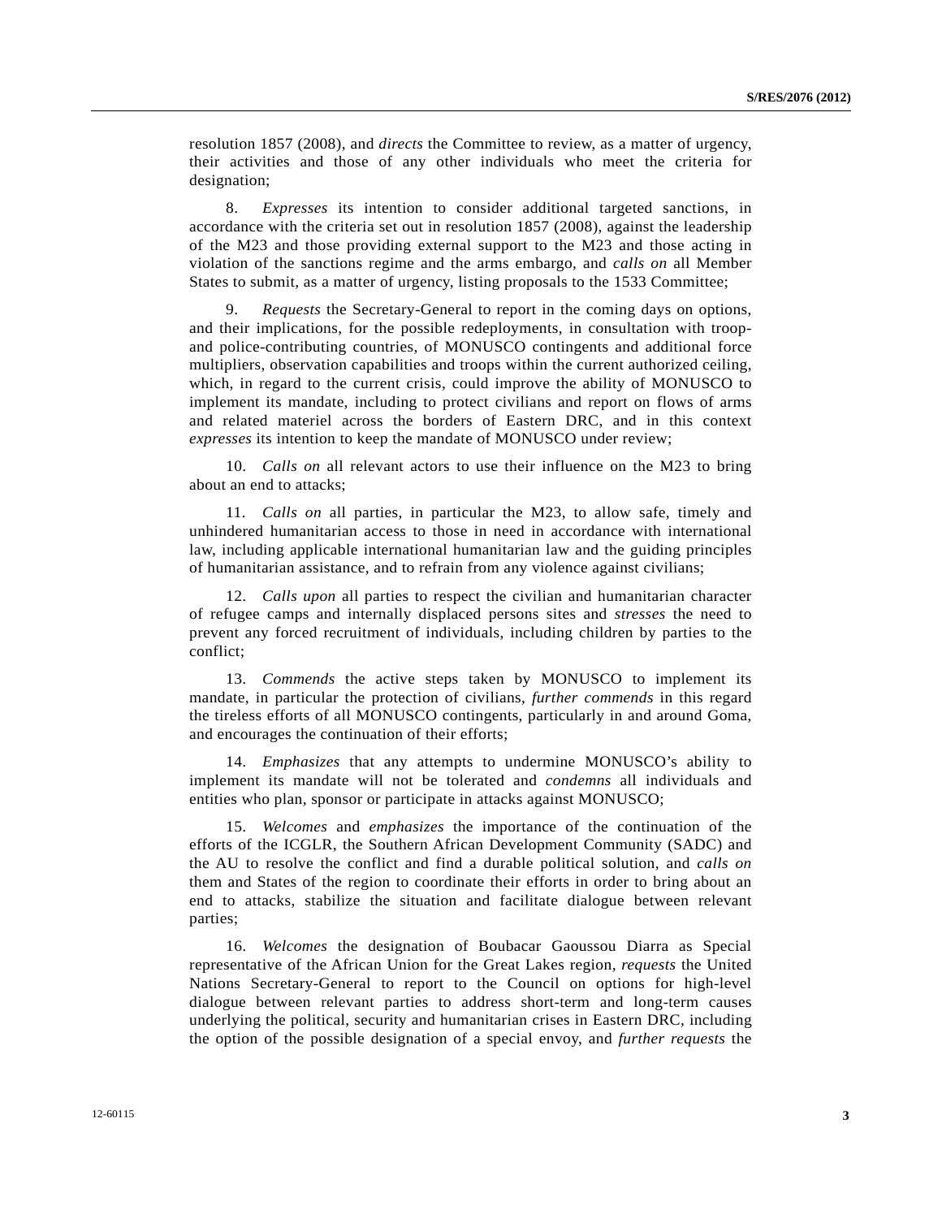resolution 1857 (2008), and *directs* the Committee to review, as a matter of urgency, their activities and those of any other individuals who meet the criteria for designation;

8. *Expresses* its intention to consider additional targeted sanctions, in accordance with the criteria set out in resolution 1857 (2008), against the leadership of the M23 and those providing external support to the M23 and those acting in violation of the sanctions regime and the arms embargo, and *calls on* all Member States to submit, as a matter of urgency, listing proposals to the 1533 Committee;

9. *Requests* the Secretary-General to report in the coming days on options, and their implications, for the possible redeployments, in consultation with troop- and police-contributing countries, of MONUSCO contingents and additional force multipliers, observation capabilities and troops within the current authorized ceiling, which, in regard to the current crisis, could improve the ability of MONUSCO to implement its mandate, including to protect civilians and report on flows of arms and related materiel across the borders of Eastern DRC, and in this context *expresses* its intention to keep the mandate of MONUSCO under review;

10. *Calls on* all relevant actors to use their influence on the M23 to bring about an end to attacks;

11. *Calls on* all parties, in particular the M23, to allow safe, timely and unhindered humanitarian access to those in need in accordance with international law, including applicable international humanitarian law and the guiding principles of humanitarian assistance, and to refrain from any violence against civilians;

12. *Calls upon* all parties to respect the civilian and humanitarian character of refugee camps and internally displaced persons sites and *stresses* the need to prevent any forced recruitment of individuals, including children by parties to the conflict;

13. *Commends* the active steps taken by MONUSCO to implement its mandate, in particular the protection of civilians, *further commends* in this regard the tireless efforts of all MONUSCO contingents, particularly in and around Goma, and encourages the continuation of their efforts;

14. *Emphasizes* that any attempts to undermine MONUSCO's ability to implement its mandate will not be tolerated and *condemns* all individuals and entities who plan, sponsor or participate in attacks against MONUSCO;

15. *Welcomes* and *emphasizes* the importance of the continuation of the efforts of the ICGLR, the Southern African Development Community (SADC) and the AU to resolve the conflict and find a durable political solution, and *calls on* them and States of the region to coordinate their efforts in order to bring about an end to attacks, stabilize the situation and facilitate dialogue between relevant parties;

16. *Welcomes* the designation of Boubacar Gaoussou Diarra as Special representative of the African Union for the Great Lakes region, *requests* the United Nations Secretary-General to report to the Council on options for high-level dialogue between relevant parties to address short-term and long-term causes underlying the political, security and humanitarian crises in Eastern DRC, including the option of the possible designation of a special envoy, and *further requests* the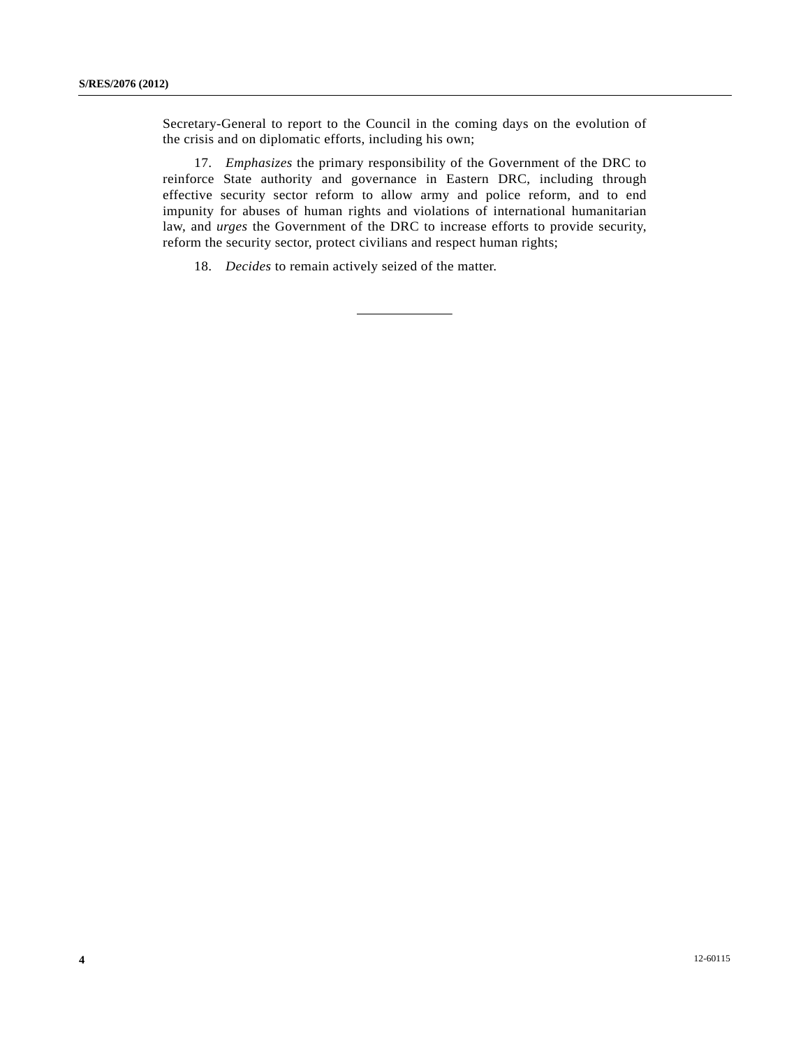Secretary-General to report to the Council in the coming days on the evolution of the crisis and on diplomatic efforts, including his own;

17. *Emphasizes* the primary responsibility of the Government of the DRC to reinforce State authority and governance in Eastern DRC, including through effective security sector reform to allow army and police reform, and to end impunity for abuses of human rights and violations of international humanitarian law, and *urges* the Government of the DRC to increase efforts to provide security, reform the security sector, protect civilians and respect human rights;

18. *Decides* to remain actively seized of the matter.

---